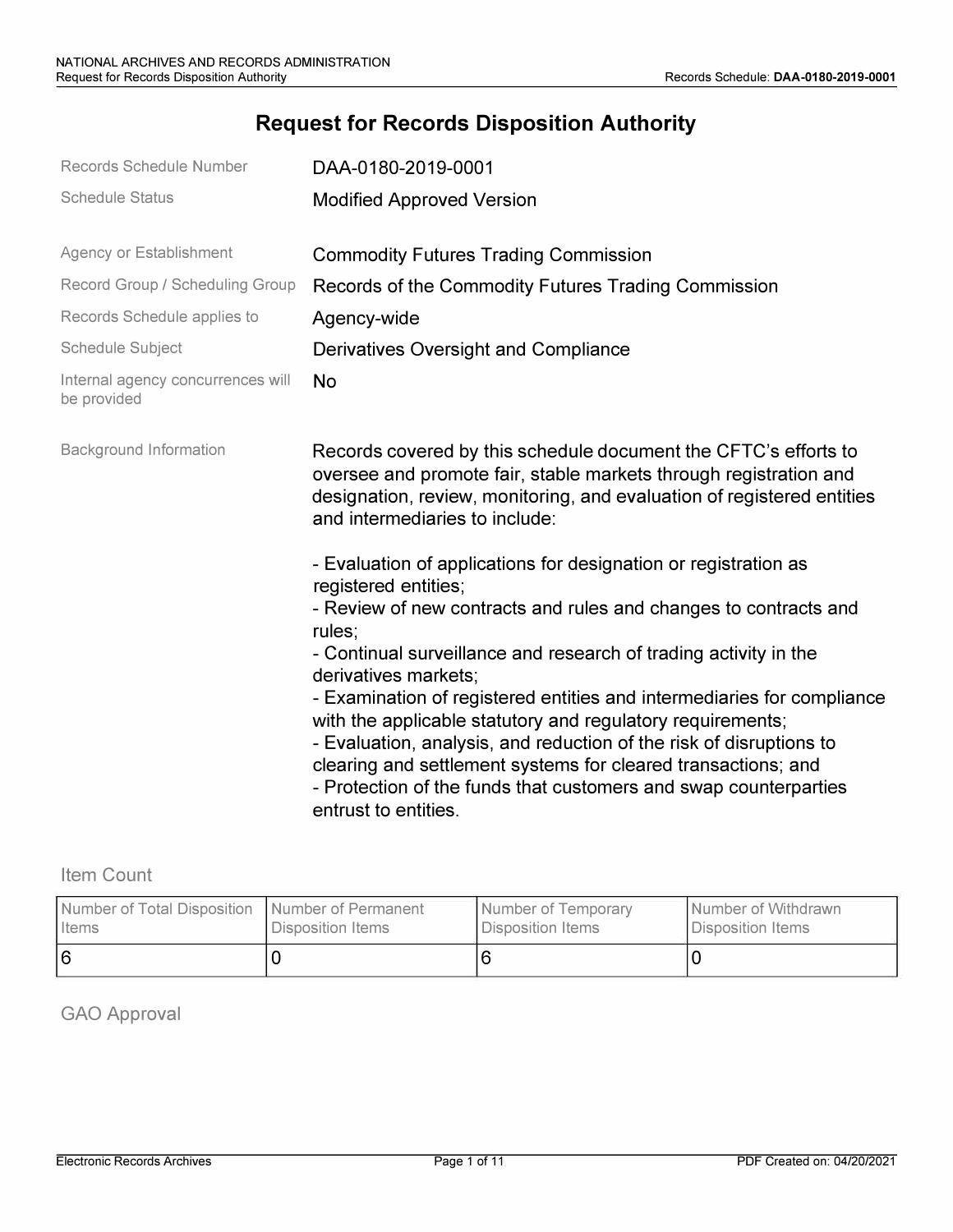# Request for Records Disposition Authority

| | |
|---|---|
| Records Schedule Number | DAA-0180-2019-0001 |
| Schedule Status | Modified Approved Version |
| Agency or Establishment | Commodity Futures Trading Commission |
| Record Group / Scheduling Group | Records of the Commodity Futures Trading Commission |
| Records Schedule applies to | Agency-wide |
| Schedule Subject | Derivatives Oversight and Compliance |
| Internal agency concurrences will be provided | No |

Background Information

Records covered by this schedule document the CFTC's efforts to oversee and promote fair, stable markets through registration and designation, review, monitoring, and evaluation of registered entities and intermediaries to include:

- Evaluation of applications for designation or registration as registered entities;
- Review of new contracts and rules and changes to contracts and rules;
- Continual surveillance and research of trading activity in the derivatives markets;
- Examination of registered entities and intermediaries for compliance with the applicable statutory and regulatory requirements;
- Evaluation, analysis, and reduction of the risk of disruptions to clearing and settlement systems for cleared transactions; and
- Protection of the funds that customers and swap counterparties entrust to entities.

## Item Count

| Number of Total Disposition Items | Number of Permanent Disposition Items | Number of Temporary Disposition Items | Number of Withdrawn Disposition Items |
|---|---|---|---|
| 6 | 0 | 6 | 0 |

## GAO Approval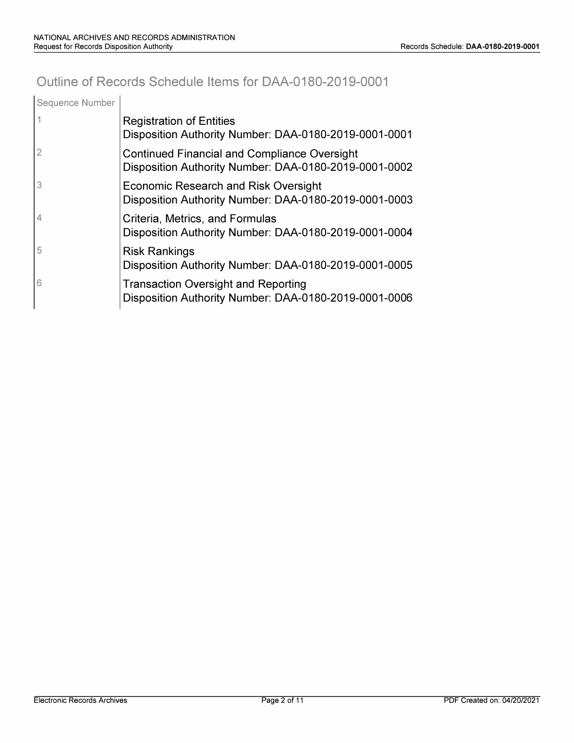## Outline of Records Schedule Items for DAA-0180-2019-0001

| Sequence Number | |
|---|---|
| 1 | Registration of Entities<br>Disposition Authority Number: DAA-0180-2019-0001-0001 |
| 2 | Continued Financial and Compliance Oversight<br>Disposition Authority Number: DAA-0180-2019-0001-0002 |
| 3 | Economic Research and Risk Oversight<br>Disposition Authority Number: DAA-0180-2019-0001-0003 |
| 4 | Criteria, Metrics, and Formulas<br>Disposition Authority Number: DAA-0180-2019-0001-0004 |
| 5 | Risk Rankings<br>Disposition Authority Number: DAA-0180-2019-0001-0005 |
| 6 | Transaction Oversight and Reporting<br>Disposition Authority Number: DAA-0180-2019-0001-0006 |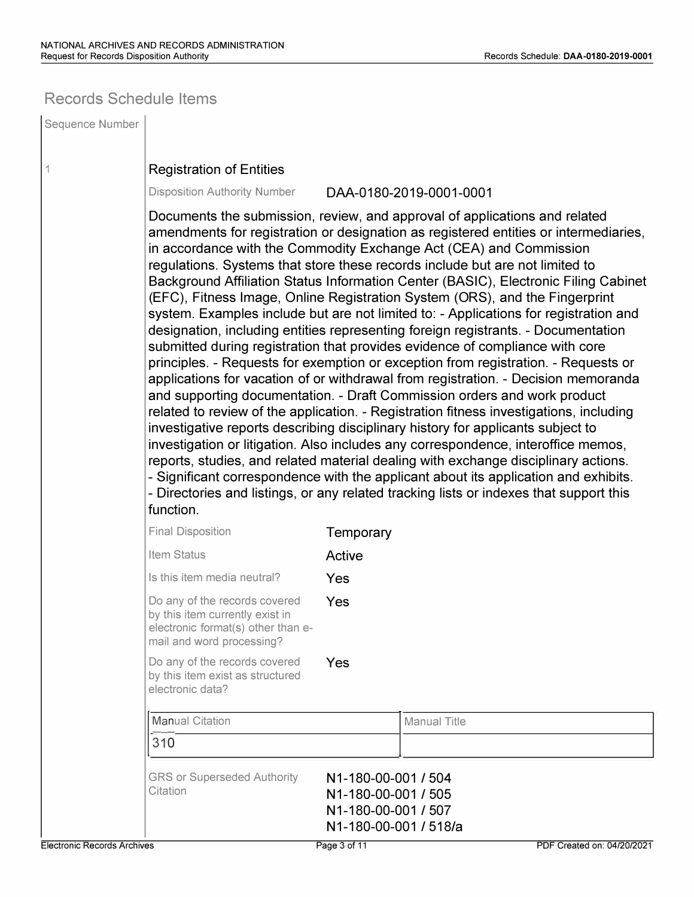## Records Schedule Items

| Sequence Number | |
|---|---|
| 1 | **Registration of Entities** |

Disposition Authority Number: DAA-0180-2019-0001-0001

Documents the submission, review, and approval of applications and related amendments for registration or designation as registered entities or intermediaries, in accordance with the Commodity Exchange Act (CEA) and Commission regulations. Systems that store these records include but are not limited to Background Affiliation Status Information Center (BASIC), Electronic Filing Cabinet (EFC), Fitness Image, Online Registration System (ORS), and the Fingerprint system. Examples include but are not limited to: - Applications for registration and designation, including entities representing foreign registrants. - Documentation submitted during registration that provides evidence of compliance with core principles. - Requests for exemption or exception from registration. - Requests or applications for vacation of or withdrawal from registration. - Decision memoranda and supporting documentation. - Draft Commission orders and work product related to review of the application. - Registration fitness investigations, including investigative reports describing disciplinary history for applicants subject to investigation or litigation. Also includes any correspondence, interoffice memos, reports, studies, and related material dealing with exchange disciplinary actions. - Significant correspondence with the applicant about its application and exhibits. - Directories and listings, or any related tracking lists or indexes that support this function.

| | |
|---|---|
| Final Disposition | Temporary |
| Item Status | Active |
| Is this item media neutral? | Yes |
| Do any of the records covered by this item currently exist in electronic format(s) other than e-mail and word processing? | Yes |
| Do any of the records covered by this item exist as structured electronic data? | Yes |

| Manual Citation | Manual Title |
|---|---|
| 310 | |

GRS or Superseded Authority Citation:
N1-180-00-001 / 504
N1-180-00-001 / 505
N1-180-00-001 / 507
N1-180-00-001 / 518/a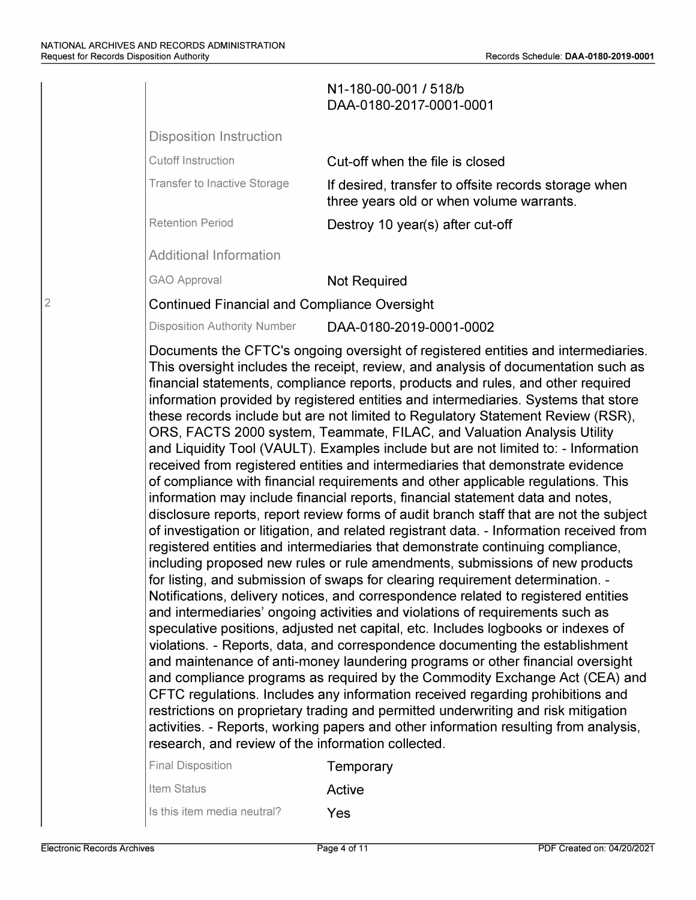N1-180-00-001 / 518/b
DAA-0180-2017-0001-0001

**Disposition Instruction**

| | |
|---|---|
| Cutoff Instruction | Cut-off when the file is closed |
| Transfer to Inactive Storage | If desired, transfer to offsite records storage when three years old or when volume warrants. |
| Retention Period | Destroy 10 year(s) after cut-off |

**Additional Information**

| | |
|---|---|
| GAO Approval | Not Required |

2 **Continued Financial and Compliance Oversight**

Disposition Authority Number: DAA-0180-2019-0001-0002

Documents the CFTC's ongoing oversight of registered entities and intermediaries. This oversight includes the receipt, review, and analysis of documentation such as financial statements, compliance reports, products and rules, and other required information provided by registered entities and intermediaries. Systems that store these records include but are not limited to Regulatory Statement Review (RSR), ORS, FACTS 2000 system, Teammate, FILAC, and Valuation Analysis Utility and Liquidity Tool (VAULT). Examples include but are not limited to: - Information received from registered entities and intermediaries that demonstrate evidence of compliance with financial requirements and other applicable regulations. This information may include financial reports, financial statement data and notes, disclosure reports, report review forms of audit branch staff that are not the subject of investigation or litigation, and related registrant data. - Information received from registered entities and intermediaries that demonstrate continuing compliance, including proposed new rules or rule amendments, submissions of new products for listing, and submission of swaps for clearing requirement determination. - Notifications, delivery notices, and correspondence related to registered entities and intermediaries' ongoing activities and violations of requirements such as speculative positions, adjusted net capital, etc. Includes logbooks or indexes of violations. - Reports, data, and correspondence documenting the establishment and maintenance of anti-money laundering programs or other financial oversight and compliance programs as required by the Commodity Exchange Act (CEA) and CFTC regulations. Includes any information received regarding prohibitions and restrictions on proprietary trading and permitted underwriting and risk mitigation activities. - Reports, working papers and other information resulting from analysis, research, and review of the information collected.

| | |
|---|---|
| Final Disposition | Temporary |
| Item Status | Active |
| Is this item media neutral? | Yes |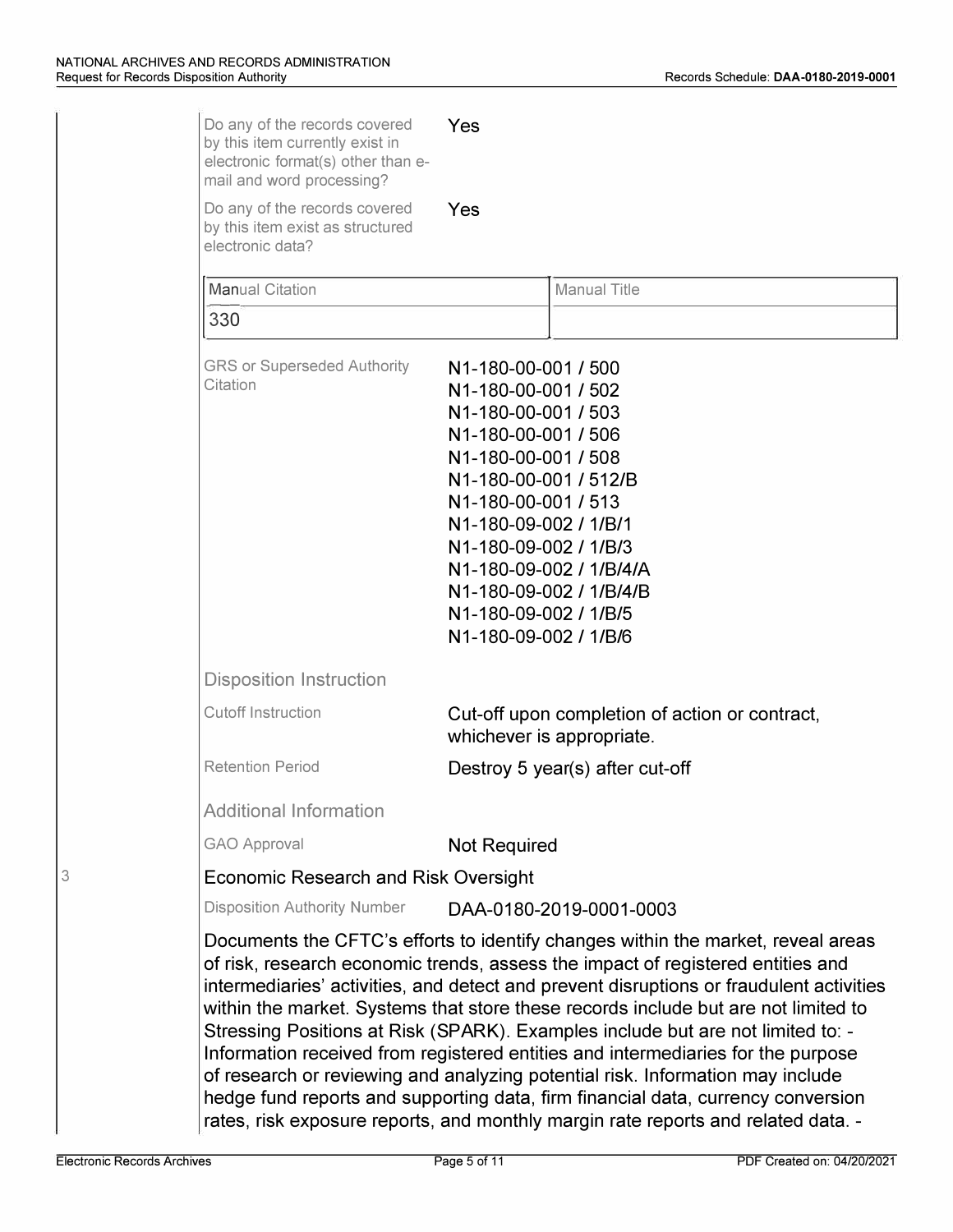Do any of the records covered by this item currently exist in electronic format(s) other than e-mail and word processing? Yes

Do any of the records covered by this item exist as structured electronic data? Yes

| Manual Citation | Manual Title |
|---|---|
| 330 | |

GRS or Superseded Authority Citation

N1-180-00-001 / 500
N1-180-00-001 / 502
N1-180-00-001 / 503
N1-180-00-001 / 506
N1-180-00-001 / 508
N1-180-00-001 / 512/B
N1-180-00-001 / 513
N1-180-09-002 / 1/B/1
N1-180-09-002 / 1/B/3
N1-180-09-002 / 1/B/4/A
N1-180-09-002 / 1/B/4/B
N1-180-09-002 / 1/B/5
N1-180-09-002 / 1/B/6

**Disposition Instruction**

Cutoff Instruction: Cut-off upon completion of action or contract, whichever is appropriate.

Retention Period: Destroy 5 year(s) after cut-off

**Additional Information**

GAO Approval: Not Required

3 Economic Research and Risk Oversight

Disposition Authority Number: DAA-0180-2019-0001-0003

Documents the CFTC's efforts to identify changes within the market, reveal areas of risk, research economic trends, assess the impact of registered entities and intermediaries' activities, and detect and prevent disruptions or fraudulent activities within the market. Systems that store these records include but are not limited to Stressing Positions at Risk (SPARK). Examples include but are not limited to: - Information received from registered entities and intermediaries for the purpose of research or reviewing and analyzing potential risk. Information may include hedge fund reports and supporting data, firm financial data, currency conversion rates, risk exposure reports, and monthly margin rate reports and related data. -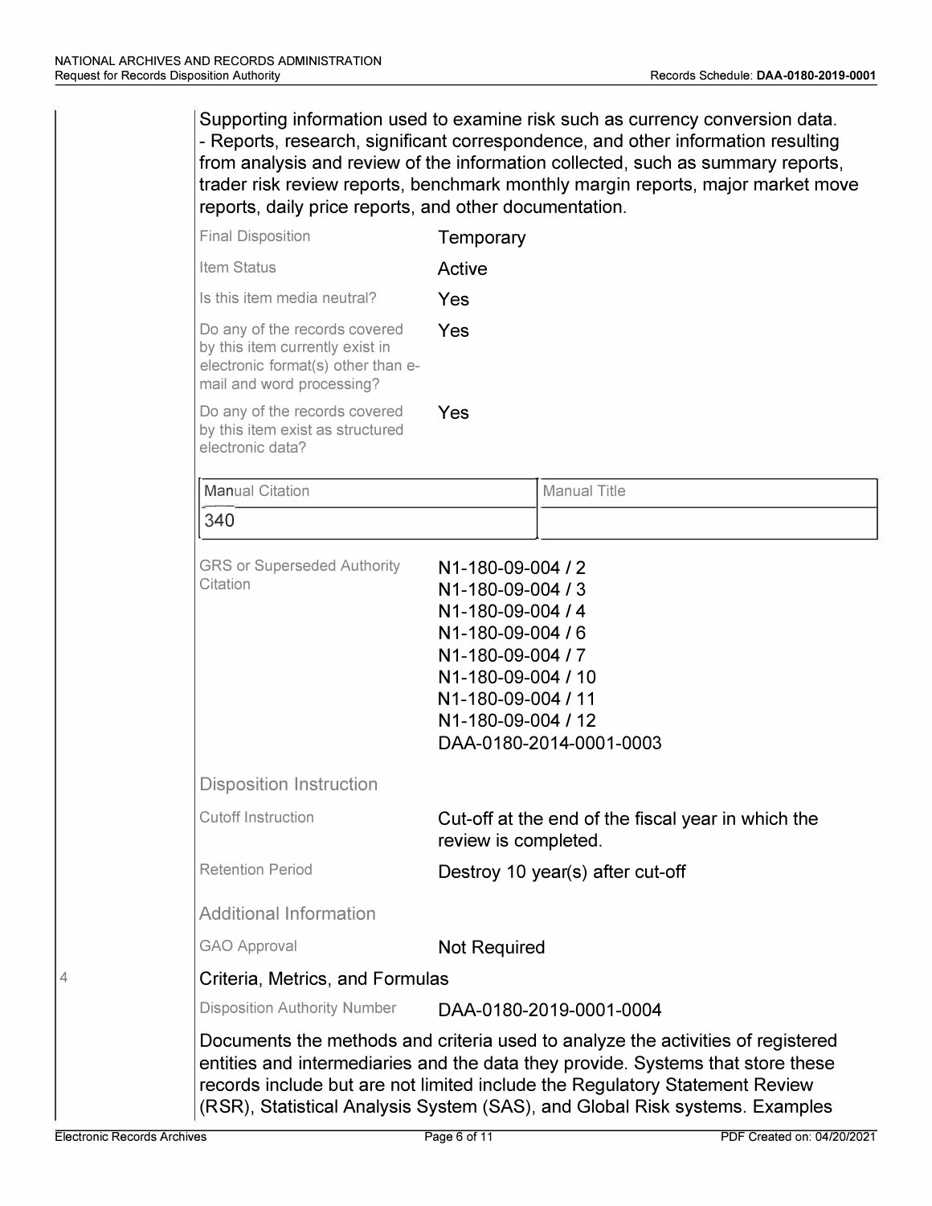Supporting information used to examine risk such as currency conversion data.
- Reports, research, significant correspondence, and other information resulting from analysis and review of the information collected, such as summary reports, trader risk review reports, benchmark monthly margin reports, major market move reports, daily price reports, and other documentation.

| | |
|---|---|
| Final Disposition | Temporary |
| Item Status | Active |
| Is this item media neutral? | Yes |
| Do any of the records covered by this item currently exist in electronic format(s) other than e-mail and word processing? | Yes |
| Do any of the records covered by this item exist as structured electronic data? | Yes |

| Manual Citation | Manual Title |
|---|---|
| 340 | |

| | |
|---|---|
| GRS or Superseded Authority Citation | N1-180-09-004 / 2<br>N1-180-09-004 / 3<br>N1-180-09-004 / 4<br>N1-180-09-004 / 6<br>N1-180-09-004 / 7<br>N1-180-09-004 / 10<br>N1-180-09-004 / 11<br>N1-180-09-004 / 12<br>DAA-0180-2014-0001-0003 |

### Disposition Instruction

| | |
|---|---|
| Cutoff Instruction | Cut-off at the end of the fiscal year in which the review is completed. |
| Retention Period | Destroy 10 year(s) after cut-off |

### Additional Information

| | |
|---|---|
| GAO Approval | Not Required |

## 4 Criteria, Metrics, and Formulas

| | |
|---|---|
| Disposition Authority Number | DAA-0180-2019-0001-0004 |

Documents the methods and criteria used to analyze the activities of registered entities and intermediaries and the data they provide. Systems that store these records include but are not limited include the Regulatory Statement Review (RSR), Statistical Analysis System (SAS), and Global Risk systems. Examples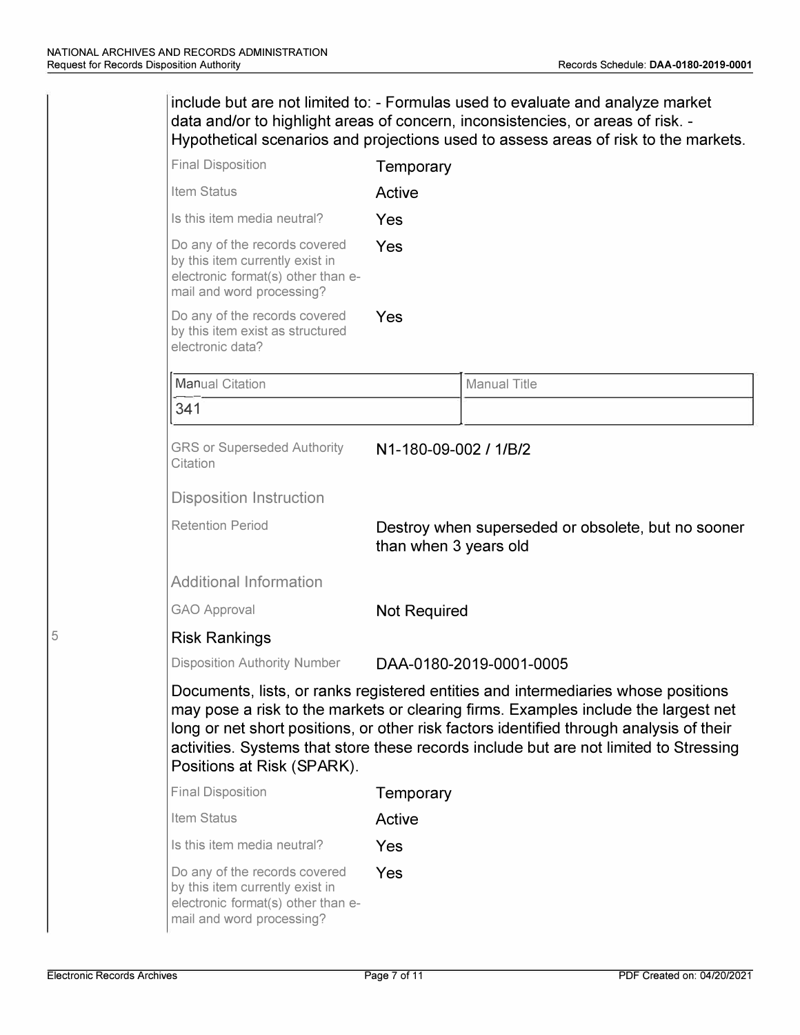include but are not limited to: - Formulas used to evaluate and analyze market data and/or to highlight areas of concern, inconsistencies, or areas of risk. - Hypothetical scenarios and projections used to assess areas of risk to the markets.

| | |
|---|---|
| Final Disposition | Temporary |
| Item Status | Active |
| Is this item media neutral? | Yes |
| Do any of the records covered by this item currently exist in electronic format(s) other than e-mail and word processing? | Yes |
| Do any of the records covered by this item exist as structured electronic data? | Yes |

| Manual Citation | Manual Title |
|---|---|
| 341 | |

| | |
|---|---|
| GRS or Superseded Authority Citation | N1-180-09-002 / 1/B/2 |

Disposition Instruction

| | |
|---|---|
| Retention Period | Destroy when superseded or obsolete, but no sooner than when 3 years old |

Additional Information

| | |
|---|---|
| GAO Approval | Not Required |

5

## Risk Rankings

| | |
|---|---|
| Disposition Authority Number | DAA-0180-2019-0001-0005 |

Documents, lists, or ranks registered entities and intermediaries whose positions may pose a risk to the markets or clearing firms. Examples include the largest net long or net short positions, or other risk factors identified through analysis of their activities. Systems that store these records include but are not limited to Stressing Positions at Risk (SPARK).

| | |
|---|---|
| Final Disposition | Temporary |
| Item Status | Active |
| Is this item media neutral? | Yes |
| Do any of the records covered by this item currently exist in electronic format(s) other than e-mail and word processing? | Yes |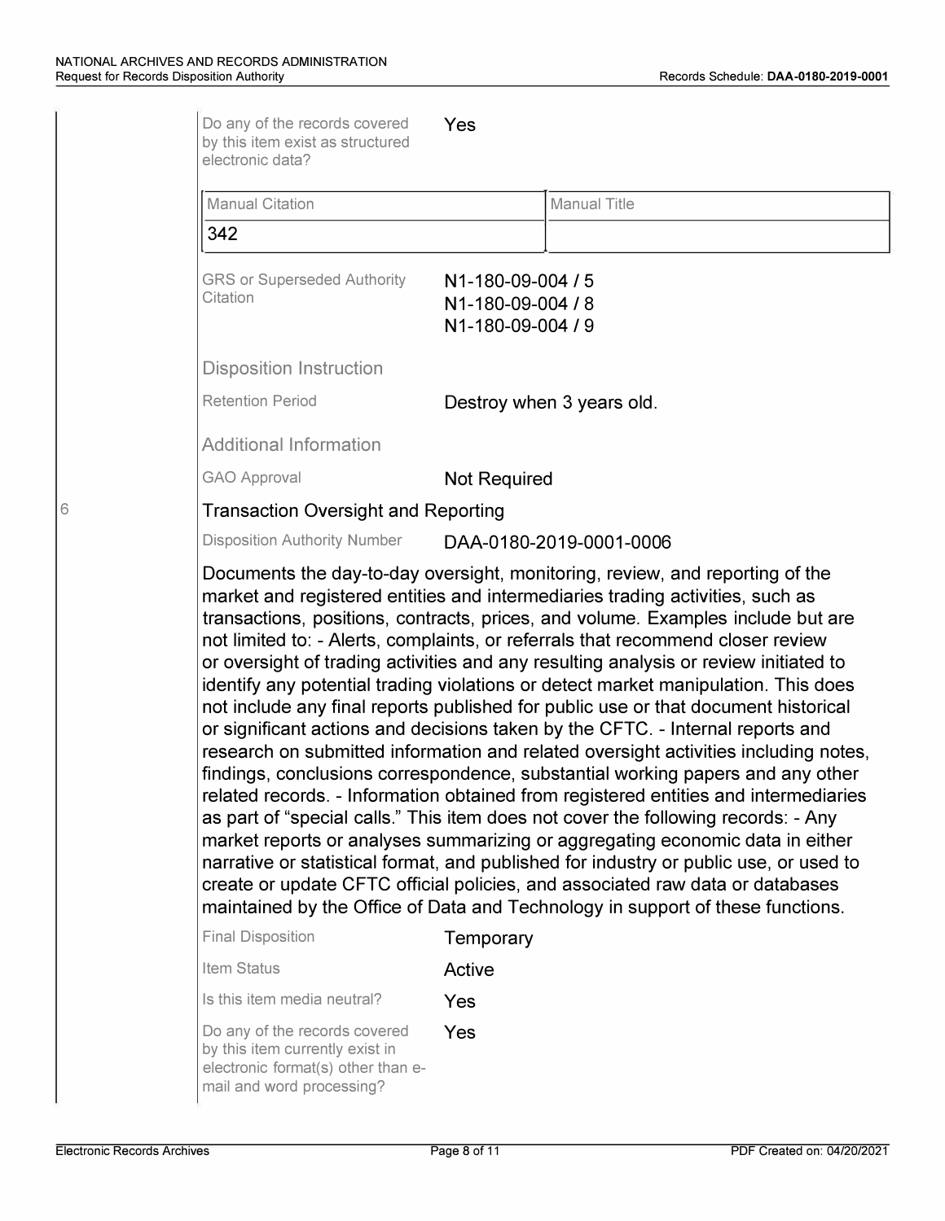Do any of the records covered by this item exist as structured electronic data? Yes

| Manual Citation | Manual Title |
|---|---|
| 342 | |

GRS or Superseded Authority Citation: N1-180-09-004 / 5
N1-180-09-004 / 8
N1-180-09-004 / 9

**Disposition Instruction**

Retention Period: Destroy when 3 years old.

**Additional Information**

GAO Approval: Not Required

## 6 Transaction Oversight and Reporting

Disposition Authority Number: DAA-0180-2019-0001-0006

Documents the day-to-day oversight, monitoring, review, and reporting of the market and registered entities and intermediaries trading activities, such as transactions, positions, contracts, prices, and volume. Examples include but are not limited to: - Alerts, complaints, or referrals that recommend closer review or oversight of trading activities and any resulting analysis or review initiated to identify any potential trading violations or detect market manipulation. This does not include any final reports published for public use or that document historical or significant actions and decisions taken by the CFTC. - Internal reports and research on submitted information and related oversight activities including notes, findings, conclusions correspondence, substantial working papers and any other related records. - Information obtained from registered entities and intermediaries as part of "special calls." This item does not cover the following records: - Any market reports or analyses summarizing or aggregating economic data in either narrative or statistical format, and published for industry or public use, or used to create or update CFTC official policies, and associated raw data or databases maintained by the Office of Data and Technology in support of these functions.

Final Disposition: Temporary

Item Status: Active

Is this item media neutral? Yes

Do any of the records covered by this item currently exist in electronic format(s) other than e-mail and word processing? Yes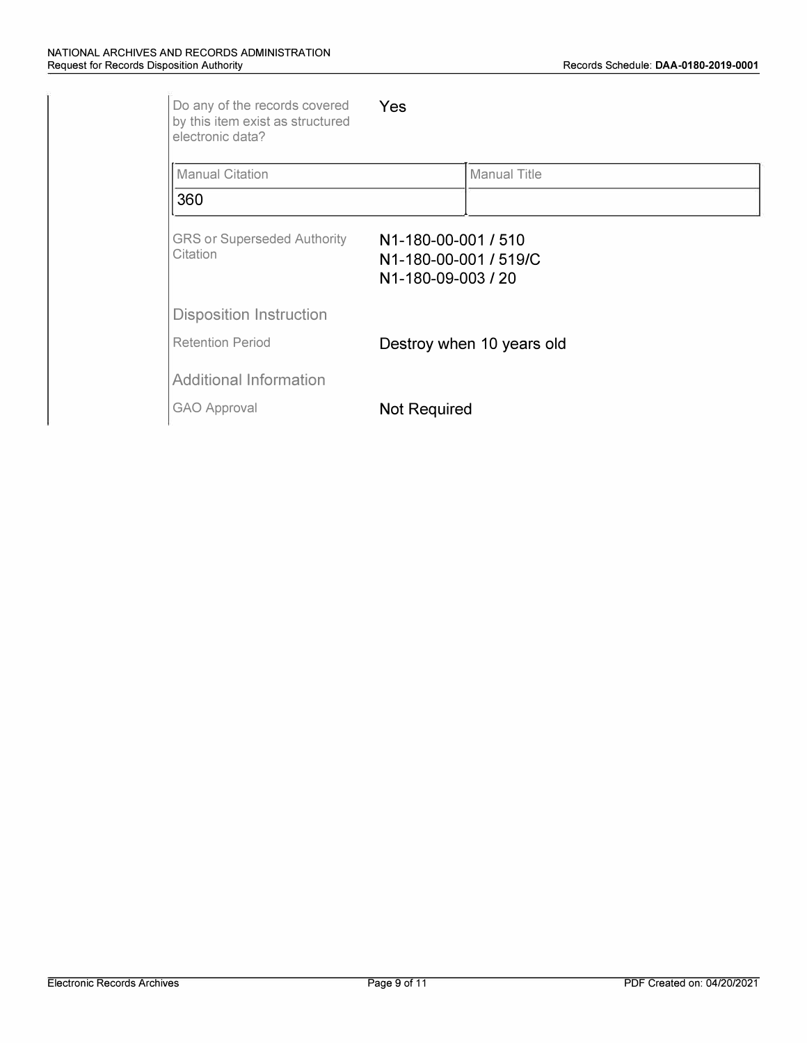Do any of the records covered by this item exist as structured electronic data? Yes

| Manual Citation | Manual Title |
|---|---|
| 360 | |

GRS or Superseded Authority Citation

N1-180-00-001 / 510
N1-180-00-001 / 519/C
N1-180-09-003 / 20

## Disposition Instruction

Retention Period: Destroy when 10 years old

## Additional Information

GAO Approval: Not Required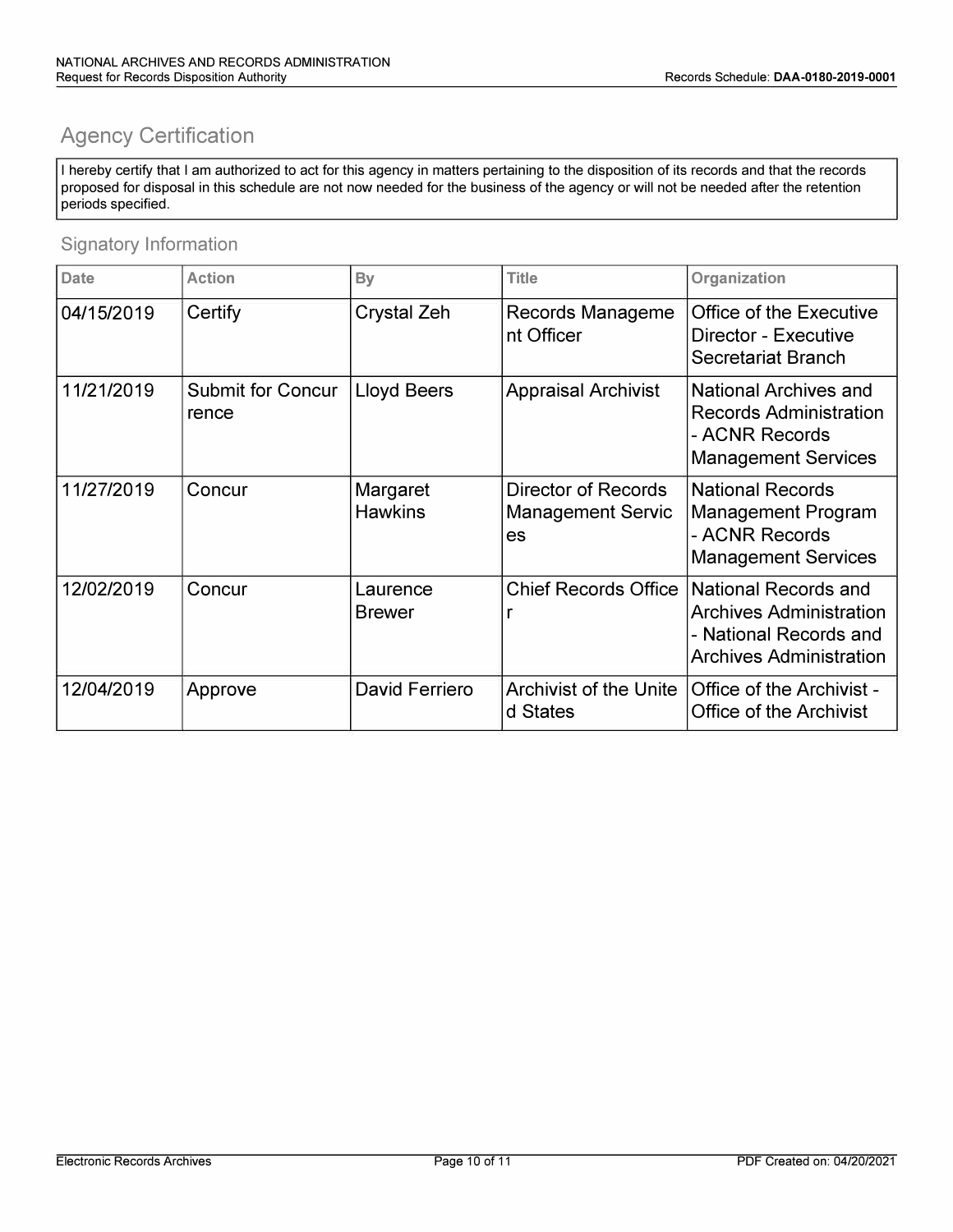## Agency Certification

I hereby certify that I am authorized to act for this agency in matters pertaining to the disposition of its records and that the records proposed for disposal in this schedule are not now needed for the business of the agency or will not be needed after the retention periods specified.

### Signatory Information

| Date | Action | By | Title | Organization |
|---|---|---|---|---|
| 04/15/2019 | Certify | Crystal Zeh | Records Management Officer | Office of the Executive Director - Executive Secretariat Branch |
| 11/21/2019 | Submit for Concurrence | Lloyd Beers | Appraisal Archivist | National Archives and Records Administration - ACNR Records Management Services |
| 11/27/2019 | Concur | Margaret Hawkins | Director of Records Management Services | National Records Management Program - ACNR Records Management Services |
| 12/02/2019 | Concur | Laurence Brewer | Chief Records Officer | National Records and Archives Administration - National Records and Archives Administration |
| 12/04/2019 | Approve | David Ferriero | Archivist of the United States | Office of the Archivist - Office of the Archivist |